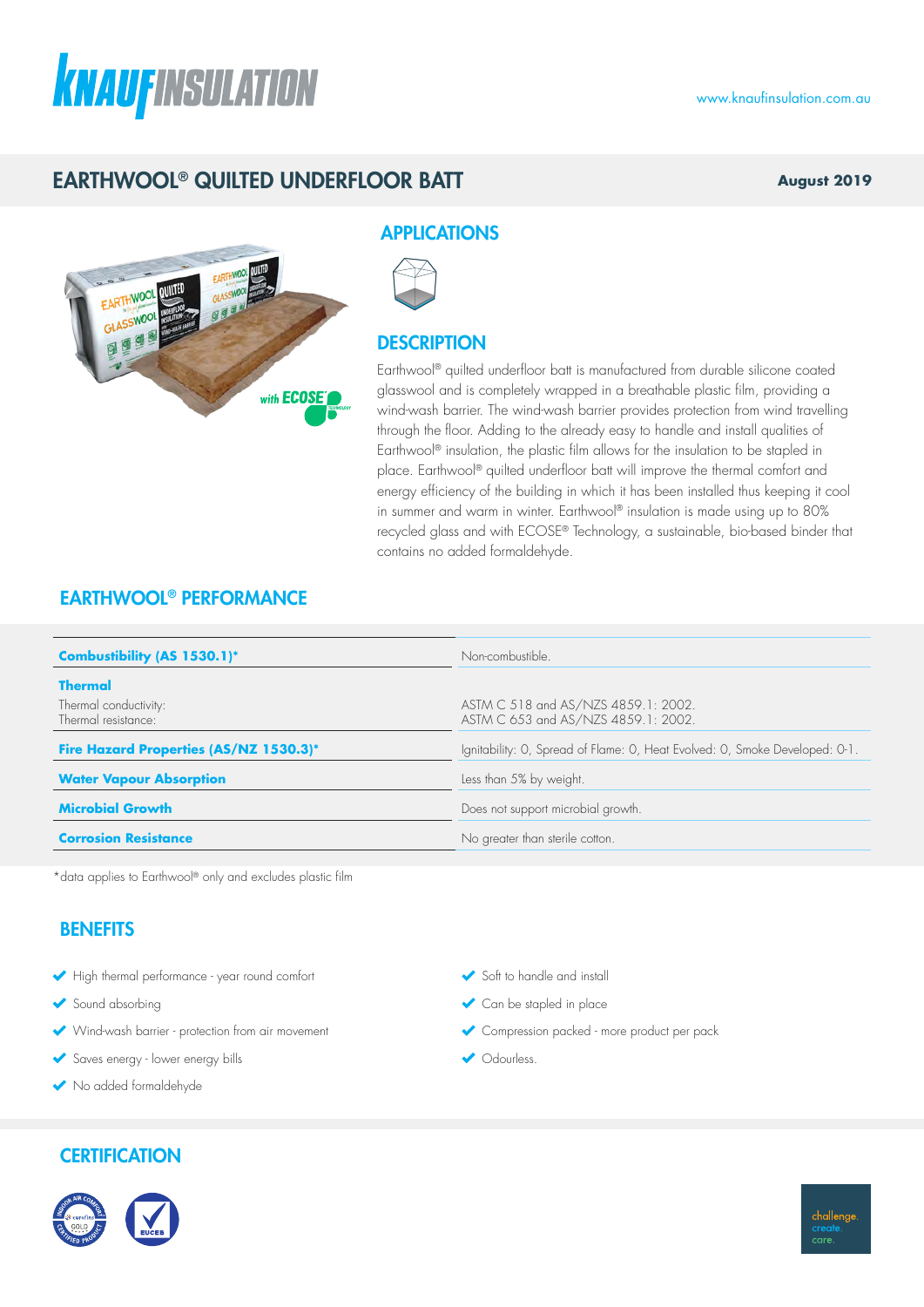# EARTHWOOL® QUILTED UNDERFLOOR BATT

**August 2019**

## APPLICATIONS

## DESCRIPTION

Earthwool® quilted underfloor batt is manufactured from durable silicone coated glasswool and is completely wrapped in a breathable plastic film, providing a wind-wash barrier. The wind-wash barrier provides protection from wind travelling through the floor. Adding to the already easy to handle and install qualities of Earthwool® insulation, the plastic film allows for the insulation to be stapled in place. Earthwool® quilted underfloor batt will improve the thermal comfort and energy efficiency of the building in which it has been installed thus keeping it cool in summer and warm in winter. Earthwool® insulation is made using up to 80% recycled glass and with ECOSE® Technology, a sustainable, bio-based binder that contains no added formaldehyde.

## EARTHWOOL® PERFORMANCE

| | |
|---|---|
| **Combustibility (AS 1530.1)*** | Non-combustible. |
| **Thermal**<br>Thermal conductivity:<br>Thermal resistance: | <br>ASTM C 518 and AS/NZS 4859.1: 2002.<br>ASTM C 653 and AS/NZS 4859.1: 2002. |
| **Fire Hazard Properties (AS/NZ 1530.3)*** | Ignitability: 0, Spread of Flame: 0, Heat Evolved: 0, Smoke Developed: 0-1. |
| **Water Vapour Absorption** | Less than 5% by weight. |
| **Microbial Growth** | Does not support microbial growth. |
| **Corrosion Resistance** | No greater than sterile cotton. |

*data applies to Earthwool® only and excludes plastic film

## BENEFITS

- High thermal performance - year round comfort
- Sound absorbing
- Wind-wash barrier - protection from air movement
- Saves energy - lower energy bills
- No added formaldehyde
- Soft to handle and install
- Can be stapled in place
- Compression packed - more product per pack
- Odourless.

## CERTIFICATION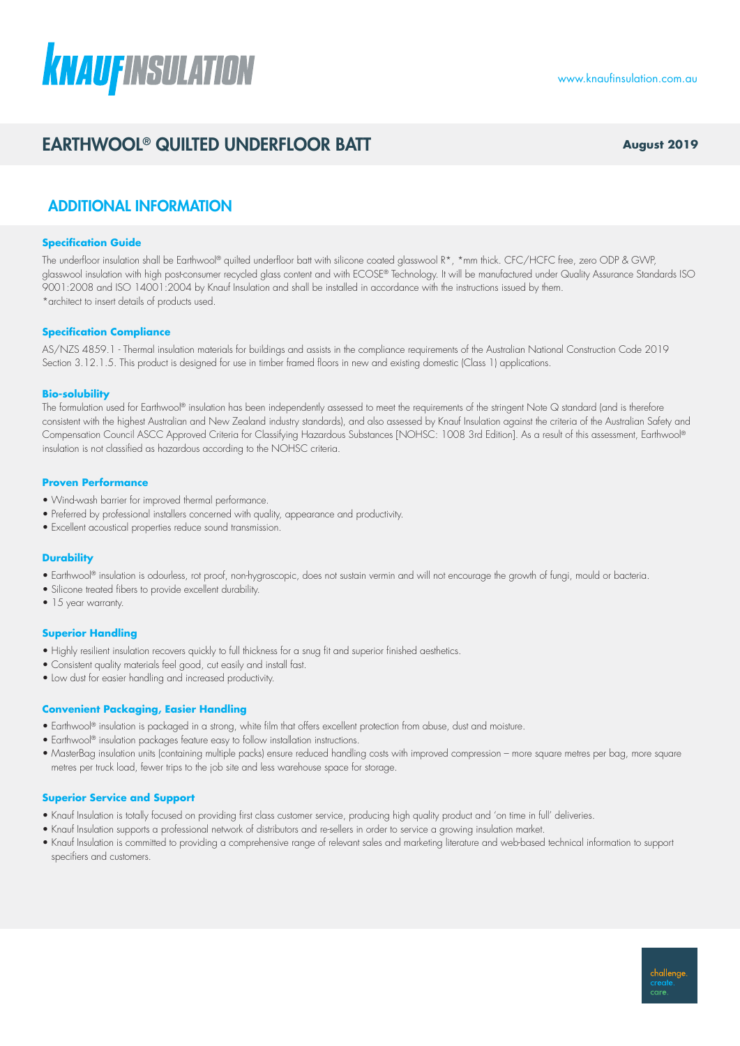# EARTHWOOL® QUILTED UNDERFLOOR BATT

**August 2019**

## ADDITIONAL INFORMATION

### Specification Guide

The underfloor insulation shall be Earthwool® quilted underfloor batt with silicone coated glasswool R*, *mm thick. CFC/HCFC free, zero ODP & GWP, glasswool insulation with high post-consumer recycled glass content and with ECOSE® Technology. It will be manufactured under Quality Assurance Standards ISO 9001:2008 and ISO 14001:2004 by Knauf Insulation and shall be installed in accordance with the instructions issued by them.
*architect to insert details of products used.

### Specification Compliance

AS/NZS 4859.1 - Thermal insulation materials for buildings and assists in the compliance requirements of the Australian National Construction Code 2019 Section 3.12.1.5. This product is designed for use in timber framed floors in new and existing domestic (Class 1) applications.

### Bio-solubility

The formulation used for Earthwool® insulation has been independently assessed to meet the requirements of the stringent Note Q standard (and is therefore consistent with the highest Australian and New Zealand industry standards), and also assessed by Knauf Insulation against the criteria of the Australian Safety and Compensation Council ASCC Approved Criteria for Classifying Hazardous Substances [NOHSC: 1008 3rd Edition]. As a result of this assessment, Earthwool® insulation is not classified as hazardous according to the NOHSC criteria.

### Proven Performance

- Wind-wash barrier for improved thermal performance.
- Preferred by professional installers concerned with quality, appearance and productivity.
- Excellent acoustical properties reduce sound transmission.

### Durability

- Earthwool® insulation is odourless, rot proof, non-hygroscopic, does not sustain vermin and will not encourage the growth of fungi, mould or bacteria.
- Silicone treated fibers to provide excellent durability.
- 15 year warranty.

### Superior Handling

- Highly resilient insulation recovers quickly to full thickness for a snug fit and superior finished aesthetics.
- Consistent quality materials feel good, cut easily and install fast.
- Low dust for easier handling and increased productivity.

### Convenient Packaging, Easier Handling

- Earthwool® insulation is packaged in a strong, white film that offers excellent protection from abuse, dust and moisture.
- Earthwool® insulation packages feature easy to follow installation instructions.
- MasterBag insulation units (containing multiple packs) ensure reduced handling costs with improved compression – more square metres per bag, more square metres per truck load, fewer trips to the job site and less warehouse space for storage.

### Superior Service and Support

- Knauf Insulation is totally focused on providing first class customer service, producing high quality product and 'on time in full' deliveries.
- Knauf Insulation supports a professional network of distributors and re-sellers in order to service a growing insulation market.
- Knauf Insulation is committed to providing a comprehensive range of relevant sales and marketing literature and web-based technical information to support specifiers and customers.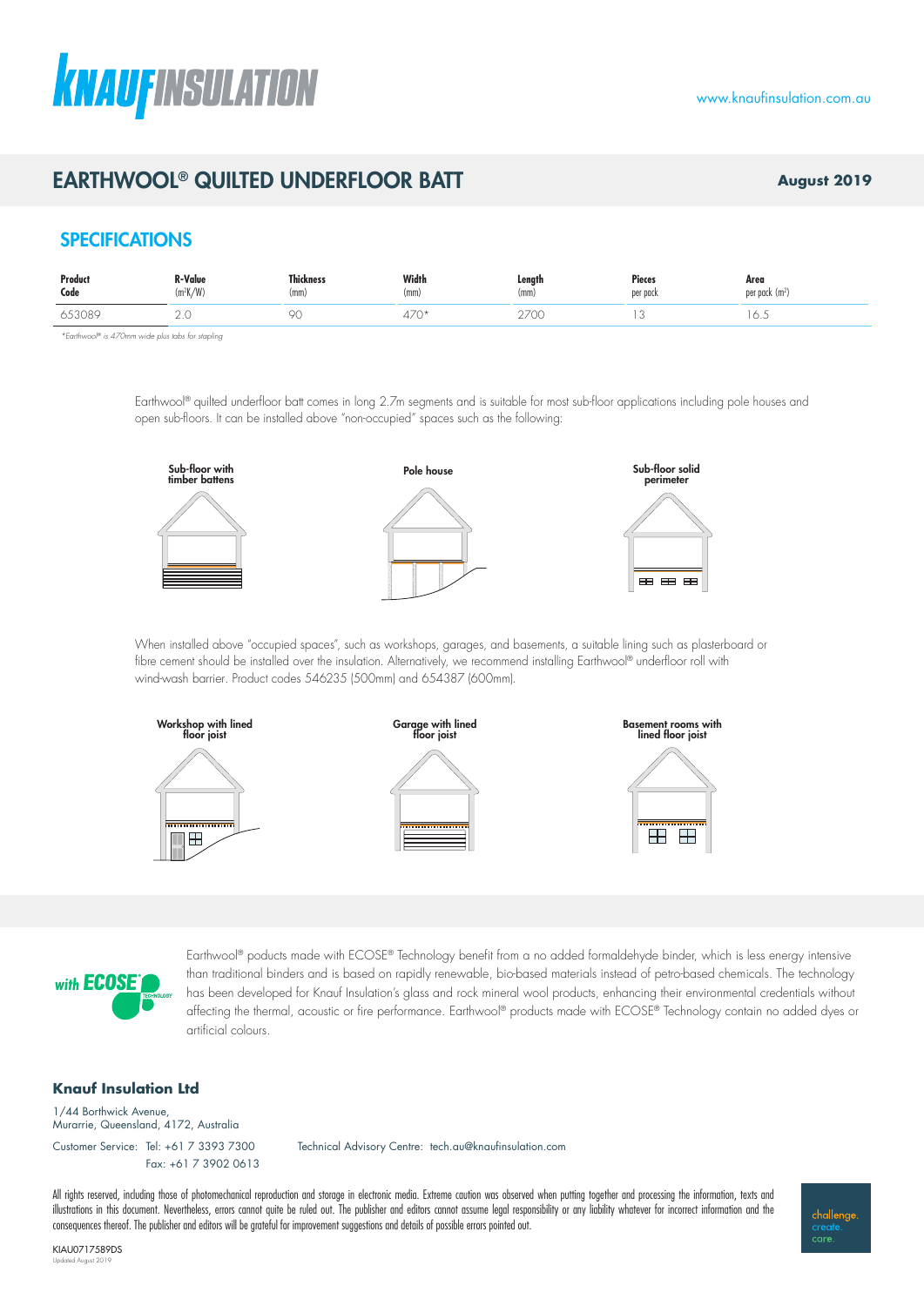# EARTHWOOL® QUILTED UNDERFLOOR BATT

**August 2019**

## SPECIFICATIONS

| Product Code | R-Value ($m^2K/W$) | Thickness (mm) | Width (mm) | Length (mm) | Pieces per pack | Area per pack ($m^2$) |
|---|---|---|---|---|---|---|
| 653089 | 2.0 | 90 | 470* | 2700 | 13 | 16.5 |

*Earthwool® is 470mm wide plus tabs for stapling

Earthwool® quilted underfloor batt comes in long 2.7m segments and is suitable for most sub-floor applications including pole houses and open sub-floors. It can be installed above "non-occupied" spaces such as the following:

Sub-floor with timber battens

Pole house

Sub-floor solid perimeter

When installed above "occupied spaces", such as workshops, garages, and basements, a suitable lining such as plasterboard or fibre cement should be installed over the insulation. Alternatively, we recommend installing Earthwool® underfloor roll with wind-wash barrier. Product codes 546235 (500mm) and 654387 (600mm).

Workshop with lined floor joist

Garage with lined floor joist

Basement rooms with lined floor joist

with ECOSE® TECHNOLOGY

Earthwool® poducts made with ECOSE® Technology benefit from a no added formaldehyde binder, which is less energy intensive than traditional binders and is based on rapidly renewable, bio-based materials instead of petro-based chemicals. The technology has been developed for Knauf Insulation's glass and rock mineral wool products, enhancing their environmental credentials without affecting the thermal, acoustic or fire performance. Earthwool® products made with ECOSE® Technology contain no added dyes or artificial colours.

### Knauf Insulation Ltd

1/44 Borthwick Avenue,
Murarrie, Queensland, 4172, Australia

Customer Service: Tel: +61 7 3393 7300
Fax: +61 7 3902 0613

Technical Advisory Centre: tech.au@knaufinsulation.com

All rights reserved, including those of photomechanical reproduction and storage in electronic media. Extreme caution was observed when putting together and processing the information, texts and illustrations in this document. Nevertheless, errors cannot quite be ruled out. The publisher and editors cannot assume legal responsibility or any liability whatever for incorrect information and the consequences thereof. The publisher and editors will be grateful for improvement suggestions and details of possible errors pointed out.

challenge. create. care.

KIAU0717589DS
Updated August 2019